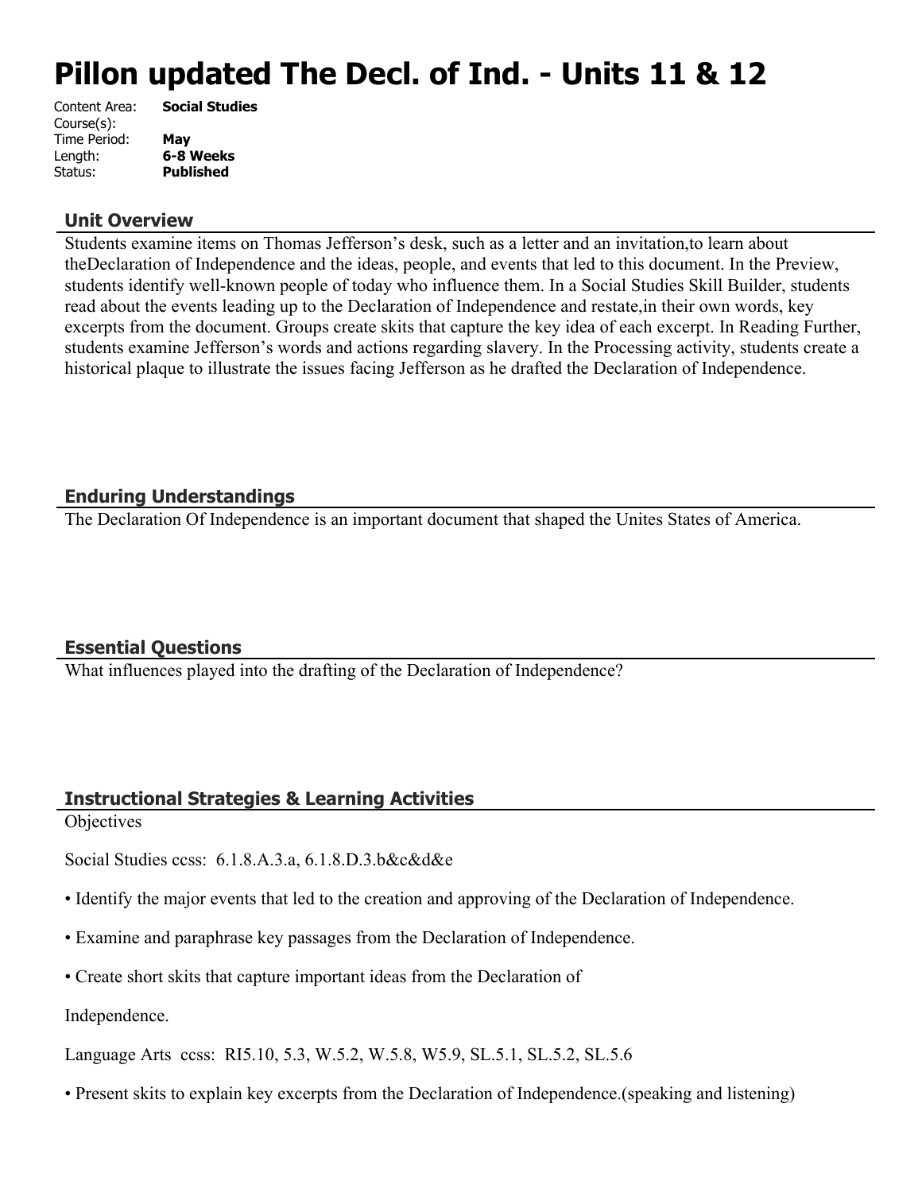# Pillon updated The Decl. of Ind. - Units 11 & 12

| | |
|---|---|
| Content Area: | **Social Studies** |
| Course(s): | |
| Time Period: | **May** |
| Length: | **6-8 Weeks** |
| Status: | **Published** |

## Unit Overview

Students examine items on Thomas Jefferson's desk, such as a letter and an invitation,to learn about theDeclaration of Independence and the ideas, people, and events that led to this document. In the Preview, students identify well-known people of today who influence them. In a Social Studies Skill Builder, students read about the events leading up to the Declaration of Independence and restate,in their own words, key excerpts from the document. Groups create skits that capture the key idea of each excerpt. In Reading Further, students examine Jefferson's words and actions regarding slavery. In the Processing activity, students create a historical plaque to illustrate the issues facing Jefferson as he drafted the Declaration of Independence.

## Enduring Understandings

The Declaration Of Independence is an important document that shaped the Unites States of America.

## Essential Questions

What influences played into the drafting of the Declaration of Independence?

## Instructional Strategies & Learning Activities

Objectives

Social Studies ccss: 6.1.8.A.3.a, 6.1.8.D.3.b&c&d&e

• Identify the major events that led to the creation and approving of the Declaration of Independence.

• Examine and paraphrase key passages from the Declaration of Independence.

• Create short skits that capture important ideas from the Declaration of

Independence.

Language Arts ccss: RI5.10, 5.3, W.5.2, W.5.8, W5.9, SL.5.1, SL.5.2, SL.5.6

• Present skits to explain key excerpts from the Declaration of Independence.(speaking and listening)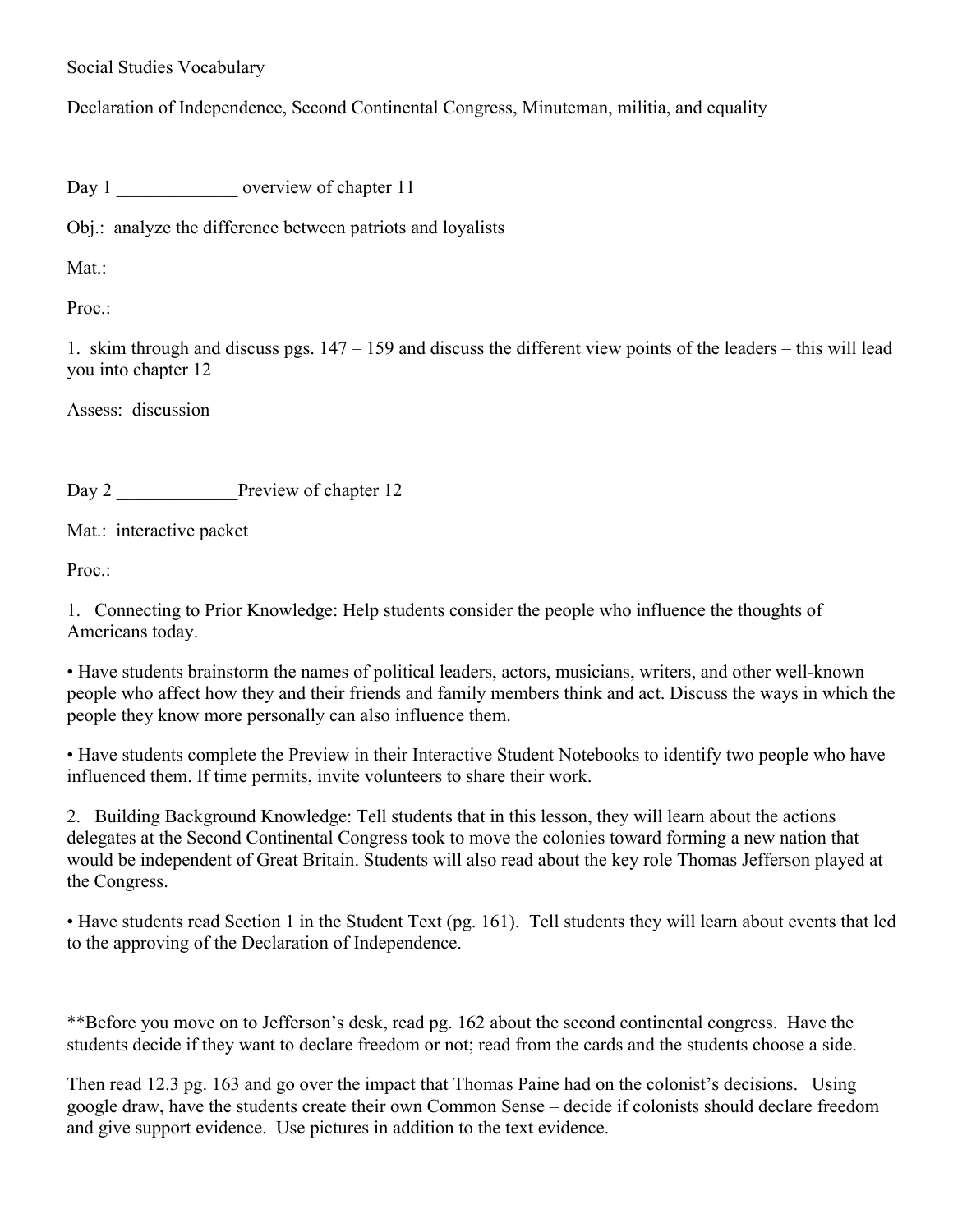Social Studies Vocabulary

Declaration of Independence, Second Continental Congress, Minuteman, militia, and equality

Day 1 _____________ overview of chapter 11

Obj.: analyze the difference between patriots and loyalists

Mat.:

Proc.:

1. skim through and discuss pgs. 147 – 159 and discuss the different view points of the leaders – this will lead you into chapter 12

Assess: discussion

Day 2 _____________Preview of chapter 12

Mat.: interactive packet

Proc.:

1. Connecting to Prior Knowledge: Help students consider the people who influence the thoughts of Americans today.

- Have students brainstorm the names of political leaders, actors, musicians, writers, and other well-known people who affect how they and their friends and family members think and act. Discuss the ways in which the people they know more personally can also influence them.
- Have students complete the Preview in their Interactive Student Notebooks to identify two people who have influenced them. If time permits, invite volunteers to share their work.

2. Building Background Knowledge: Tell students that in this lesson, they will learn about the actions delegates at the Second Continental Congress took to move the colonies toward forming a new nation that would be independent of Great Britain. Students will also read about the key role Thomas Jefferson played at the Congress.

- Have students read Section 1 in the Student Text (pg. 161). Tell students they will learn about events that led to the approving of the Declaration of Independence.

**Before you move on to Jefferson's desk, read pg. 162 about the second continental congress. Have the students decide if they want to declare freedom or not; read from the cards and the students choose a side.

Then read 12.3 pg. 163 and go over the impact that Thomas Paine had on the colonist's decisions. Using google draw, have the students create their own Common Sense – decide if colonists should declare freedom and give support evidence. Use pictures in addition to the text evidence.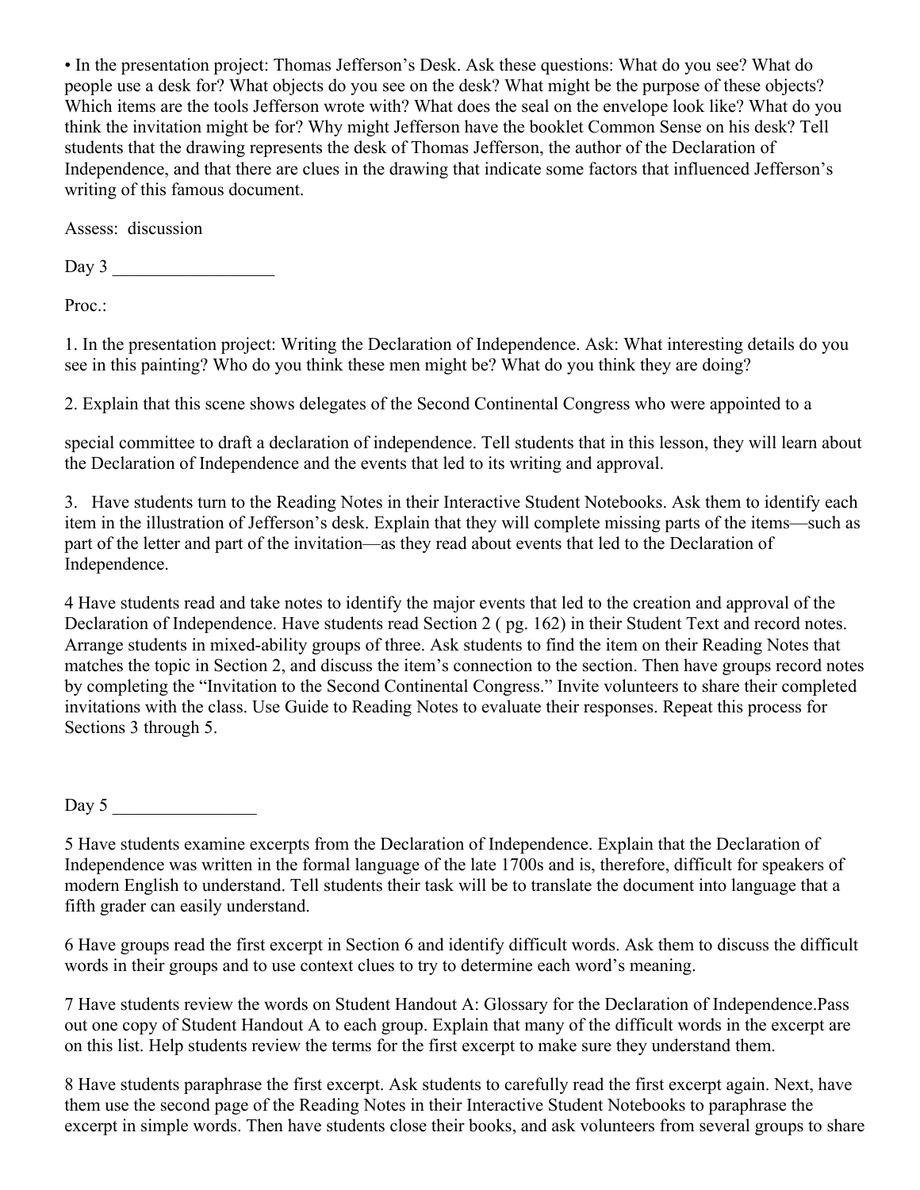• In the presentation project: Thomas Jefferson's Desk. Ask these questions: What do you see? What do people use a desk for? What objects do you see on the desk? What might be the purpose of these objects? Which items are the tools Jefferson wrote with? What does the seal on the envelope look like? What do you think the invitation might be for? Why might Jefferson have the booklet Common Sense on his desk? Tell students that the drawing represents the desk of Thomas Jefferson, the author of the Declaration of Independence, and that there are clues in the drawing that indicate some factors that influenced Jefferson's writing of this famous document.

Assess: discussion

Day 3 __________________

Proc.:

1. In the presentation project: Writing the Declaration of Independence. Ask: What interesting details do you see in this painting? Who do you think these men might be? What do you think they are doing?

2. Explain that this scene shows delegates of the Second Continental Congress who were appointed to a

special committee to draft a declaration of independence. Tell students that in this lesson, they will learn about the Declaration of Independence and the events that led to its writing and approval.

3. Have students turn to the Reading Notes in their Interactive Student Notebooks. Ask them to identify each item in the illustration of Jefferson's desk. Explain that they will complete missing parts of the items—such as part of the letter and part of the invitation—as they read about events that led to the Declaration of Independence.

4 Have students read and take notes to identify the major events that led to the creation and approval of the Declaration of Independence. Have students read Section 2 ( pg. 162) in their Student Text and record notes. Arrange students in mixed-ability groups of three. Ask students to find the item on their Reading Notes that matches the topic in Section 2, and discuss the item's connection to the section. Then have groups record notes by completing the "Invitation to the Second Continental Congress." Invite volunteers to share their completed invitations with the class. Use Guide to Reading Notes to evaluate their responses. Repeat this process for Sections 3 through 5.

Day 5 ________________

5 Have students examine excerpts from the Declaration of Independence. Explain that the Declaration of Independence was written in the formal language of the late 1700s and is, therefore, difficult for speakers of modern English to understand. Tell students their task will be to translate the document into language that a fifth grader can easily understand.

6 Have groups read the first excerpt in Section 6 and identify difficult words. Ask them to discuss the difficult words in their groups and to use context clues to try to determine each word's meaning.

7 Have students review the words on Student Handout A: Glossary for the Declaration of Independence.Pass out one copy of Student Handout A to each group. Explain that many of the difficult words in the excerpt are on this list. Help students review the terms for the first excerpt to make sure they understand them.

8 Have students paraphrase the first excerpt. Ask students to carefully read the first excerpt again. Next, have them use the second page of the Reading Notes in their Interactive Student Notebooks to paraphrase the excerpt in simple words. Then have students close their books, and ask volunteers from several groups to share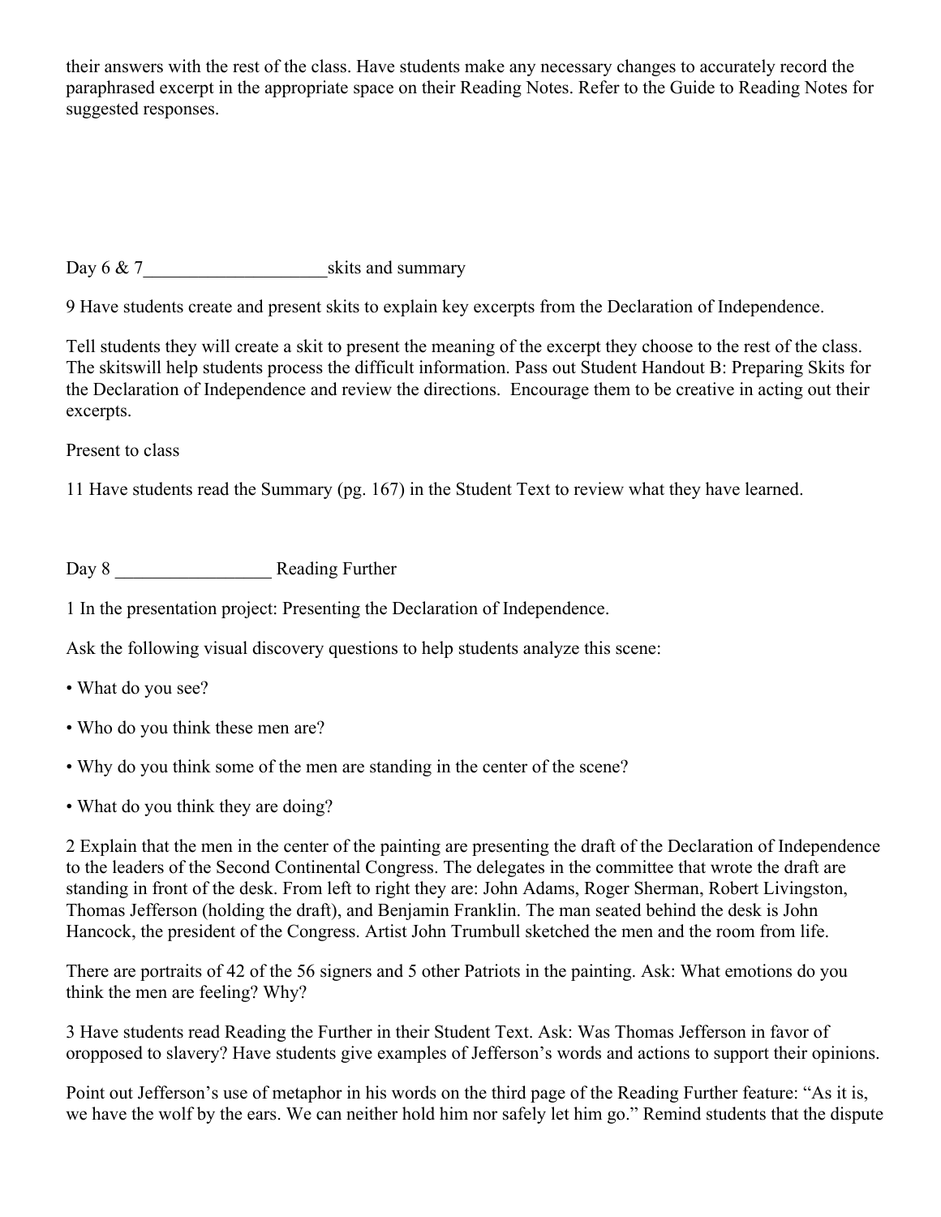their answers with the rest of the class. Have students make any necessary changes to accurately record the paraphrased excerpt in the appropriate space on their Reading Notes. Refer to the Guide to Reading Notes for suggested responses.

Day 6 & 7____________________skits and summary

9 Have students create and present skits to explain key excerpts from the Declaration of Independence.

Tell students they will create a skit to present the meaning of the excerpt they choose to the rest of the class. The skitswill help students process the difficult information. Pass out Student Handout B: Preparing Skits for the Declaration of Independence and review the directions. Encourage them to be creative in acting out their excerpts.

Present to class

11 Have students read the Summary (pg. 167) in the Student Text to review what they have learned.

Day 8 _________________ Reading Further

1 In the presentation project: Presenting the Declaration of Independence.

Ask the following visual discovery questions to help students analyze this scene:

- What do you see?
- Who do you think these men are?
- Why do you think some of the men are standing in the center of the scene?
- What do you think they are doing?

2 Explain that the men in the center of the painting are presenting the draft of the Declaration of Independence to the leaders of the Second Continental Congress. The delegates in the committee that wrote the draft are standing in front of the desk. From left to right they are: John Adams, Roger Sherman, Robert Livingston, Thomas Jefferson (holding the draft), and Benjamin Franklin. The man seated behind the desk is John Hancock, the president of the Congress. Artist John Trumbull sketched the men and the room from life.

There are portraits of 42 of the 56 signers and 5 other Patriots in the painting. Ask: What emotions do you think the men are feeling? Why?

3 Have students read Reading the Further in their Student Text. Ask: Was Thomas Jefferson in favor of oropposed to slavery? Have students give examples of Jefferson's words and actions to support their opinions.

Point out Jefferson's use of metaphor in his words on the third page of the Reading Further feature: "As it is, we have the wolf by the ears. We can neither hold him nor safely let him go." Remind students that the dispute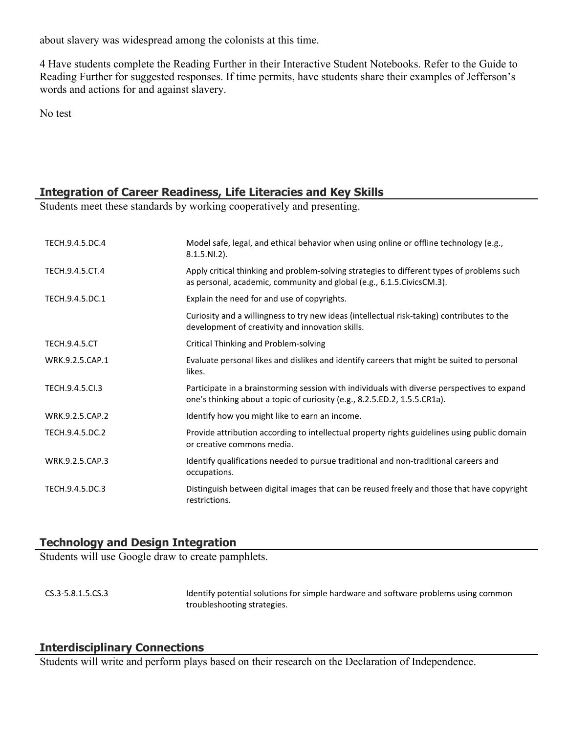about slavery was widespread among the colonists at this time.

4 Have students complete the Reading Further in their Interactive Student Notebooks. Refer to the Guide to Reading Further for suggested responses. If time permits, have students share their examples of Jefferson's words and actions for and against slavery.

No test

## Integration of Career Readiness, Life Literacies and Key Skills

Students meet these standards by working cooperatively and presenting.

| | |
|---|---|
| TECH.9.4.5.DC.4 | Model safe, legal, and ethical behavior when using online or offline technology (e.g., 8.1.5.NI.2). |
| TECH.9.4.5.CT.4 | Apply critical thinking and problem-solving strategies to different types of problems such as personal, academic, community and global (e.g., 6.1.5.CivicsCM.3). |
| TECH.9.4.5.DC.1 | Explain the need for and use of copyrights. |
| | Curiosity and a willingness to try new ideas (intellectual risk-taking) contributes to the development of creativity and innovation skills. |
| TECH.9.4.5.CT | Critical Thinking and Problem-solving |
| WRK.9.2.5.CAP.1 | Evaluate personal likes and dislikes and identify careers that might be suited to personal likes. |
| TECH.9.4.5.CI.3 | Participate in a brainstorming session with individuals with diverse perspectives to expand one's thinking about a topic of curiosity (e.g., 8.2.5.ED.2, 1.5.5.CR1a). |
| WRK.9.2.5.CAP.2 | Identify how you might like to earn an income. |
| TECH.9.4.5.DC.2 | Provide attribution according to intellectual property rights guidelines using public domain or creative commons media. |
| WRK.9.2.5.CAP.3 | Identify qualifications needed to pursue traditional and non-traditional careers and occupations. |
| TECH.9.4.5.DC.3 | Distinguish between digital images that can be reused freely and those that have copyright restrictions. |

## Technology and Design Integration

Students will use Google draw to create pamphlets.

| | |
|---|---|
| CS.3-5.8.1.5.CS.3 | Identify potential solutions for simple hardware and software problems using common troubleshooting strategies. |

## Interdisciplinary Connections

Students will write and perform plays based on their research on the Declaration of Independence.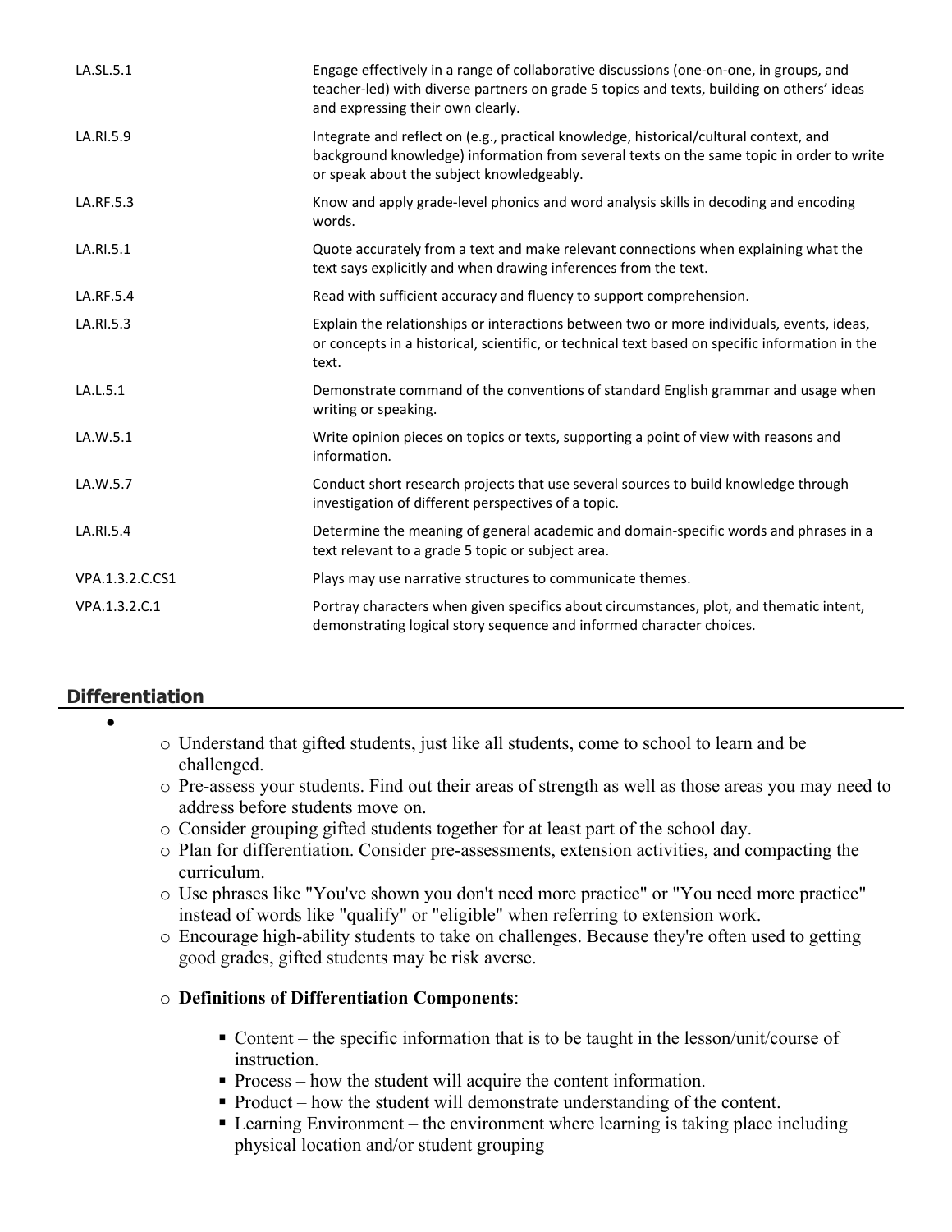| | |
|---|---|
| LA.SL.5.1 | Engage effectively in a range of collaborative discussions (one-on-one, in groups, and teacher-led) with diverse partners on grade 5 topics and texts, building on others' ideas and expressing their own clearly. |
| LA.RI.5.9 | Integrate and reflect on (e.g., practical knowledge, historical/cultural context, and background knowledge) information from several texts on the same topic in order to write or speak about the subject knowledgeably. |
| LA.RF.5.3 | Know and apply grade-level phonics and word analysis skills in decoding and encoding words. |
| LA.RI.5.1 | Quote accurately from a text and make relevant connections when explaining what the text says explicitly and when drawing inferences from the text. |
| LA.RF.5.4 | Read with sufficient accuracy and fluency to support comprehension. |
| LA.RI.5.3 | Explain the relationships or interactions between two or more individuals, events, ideas, or concepts in a historical, scientific, or technical text based on specific information in the text. |
| LA.L.5.1 | Demonstrate command of the conventions of standard English grammar and usage when writing or speaking. |
| LA.W.5.1 | Write opinion pieces on topics or texts, supporting a point of view with reasons and information. |
| LA.W.5.7 | Conduct short research projects that use several sources to build knowledge through investigation of different perspectives of a topic. |
| LA.RI.5.4 | Determine the meaning of general academic and domain-specific words and phrases in a text relevant to a grade 5 topic or subject area. |
| VPA.1.3.2.C.CS1 | Plays may use narrative structures to communicate themes. |
| VPA.1.3.2.C.1 | Portray characters when given specifics about circumstances, plot, and thematic intent, demonstrating logical story sequence and informed character choices. |

## Differentiation

- 
    - Understand that gifted students, just like all students, come to school to learn and be challenged.
    - Pre-assess your students. Find out their areas of strength as well as those areas you may need to address before students move on.
    - Consider grouping gifted students together for at least part of the school day.
    - Plan for differentiation. Consider pre-assessments, extension activities, and compacting the curriculum.
    - Use phrases like "You've shown you don't need more practice" or "You need more practice" instead of words like "qualify" or "eligible" when referring to extension work.
    - Encourage high-ability students to take on challenges. Because they're often used to getting good grades, gifted students may be risk averse.
    - **Definitions of Differentiation Components**:
        - Content – the specific information that is to be taught in the lesson/unit/course of instruction.
        - Process – how the student will acquire the content information.
        - Product – how the student will demonstrate understanding of the content.
        - Learning Environment – the environment where learning is taking place including physical location and/or student grouping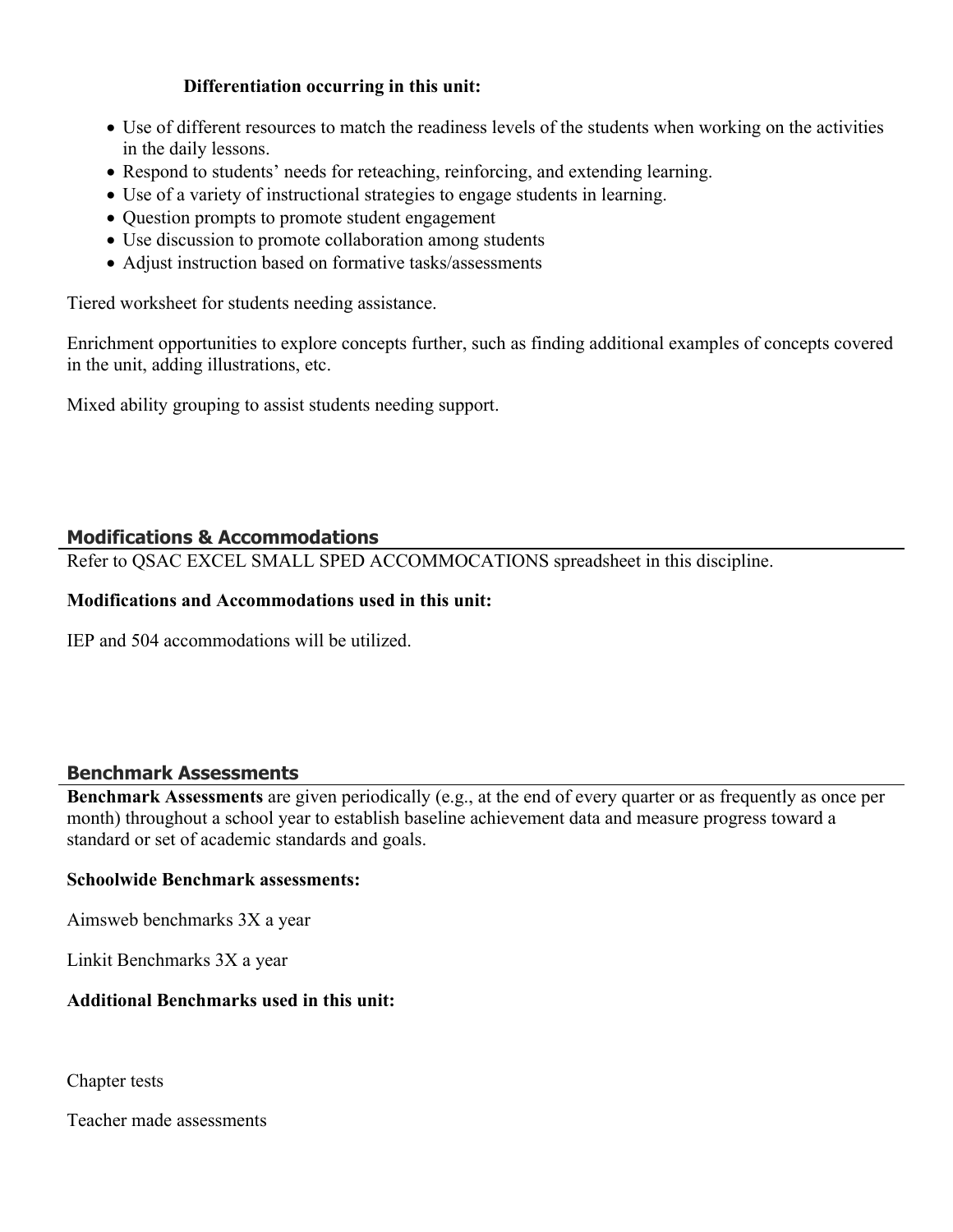**Differentiation occurring in this unit:**

- Use of different resources to match the readiness levels of the students when working on the activities in the daily lessons.
- Respond to students' needs for reteaching, reinforcing, and extending learning.
- Use of a variety of instructional strategies to engage students in learning.
- Question prompts to promote student engagement
- Use discussion to promote collaboration among students
- Adjust instruction based on formative tasks/assessments

Tiered worksheet for students needing assistance.

Enrichment opportunities to explore concepts further, such as finding additional examples of concepts covered in the unit, adding illustrations, etc.

Mixed ability grouping to assist students needing support.

## Modifications & Accommodations

Refer to QSAC EXCEL SMALL SPED ACCOMMOCATIONS spreadsheet in this discipline.

**Modifications and Accommodations used in this unit:**

IEP and 504 accommodations will be utilized.

## Benchmark Assessments

**Benchmark Assessments** are given periodically (e.g., at the end of every quarter or as frequently as once per month) throughout a school year to establish baseline achievement data and measure progress toward a standard or set of academic standards and goals.

**Schoolwide Benchmark assessments:**

Aimsweb benchmarks 3X a year

Linkit Benchmarks 3X a year

**Additional Benchmarks used in this unit:**

Chapter tests

Teacher made assessments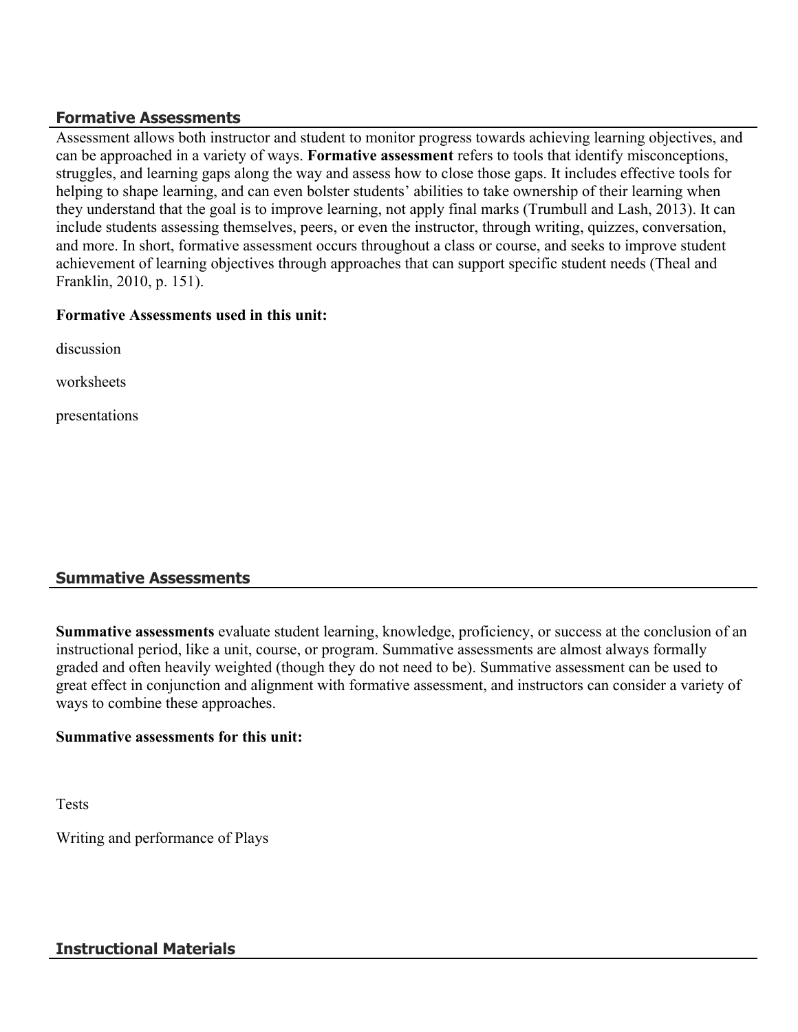## Formative Assessments

Assessment allows both instructor and student to monitor progress towards achieving learning objectives, and can be approached in a variety of ways. **Formative assessment** refers to tools that identify misconceptions, struggles, and learning gaps along the way and assess how to close those gaps. It includes effective tools for helping to shape learning, and can even bolster students' abilities to take ownership of their learning when they understand that the goal is to improve learning, not apply final marks (Trumbull and Lash, 2013). It can include students assessing themselves, peers, or even the instructor, through writing, quizzes, conversation, and more. In short, formative assessment occurs throughout a class or course, and seeks to improve student achievement of learning objectives through approaches that can support specific student needs (Theal and Franklin, 2010, p. 151).

**Formative Assessments used in this unit:**

discussion

worksheets

presentations

## Summative Assessments

**Summative assessments** evaluate student learning, knowledge, proficiency, or success at the conclusion of an instructional period, like a unit, course, or program. Summative assessments are almost always formally graded and often heavily weighted (though they do not need to be). Summative assessment can be used to great effect in conjunction and alignment with formative assessment, and instructors can consider a variety of ways to combine these approaches.

**Summative assessments for this unit:**

Tests

Writing and performance of Plays

## Instructional Materials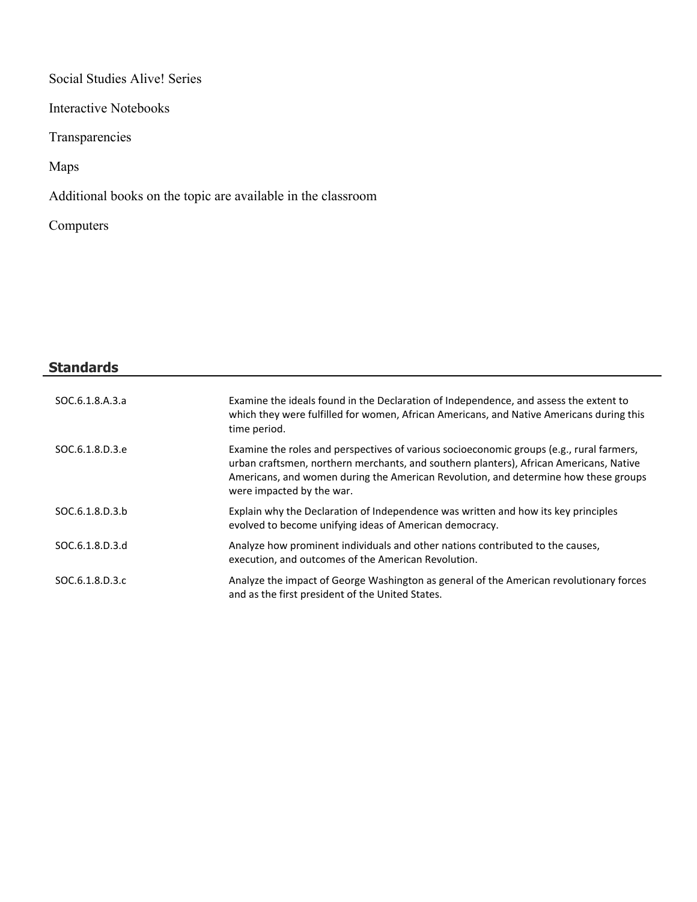Social Studies Alive! Series

Interactive Notebooks

Transparencies

Maps

Additional books on the topic are available in the classroom

Computers

## Standards

| | |
|---|---|
| SOC.6.1.8.A.3.a | Examine the ideals found in the Declaration of Independence, and assess the extent to which they were fulfilled for women, African Americans, and Native Americans during this time period. |
| SOC.6.1.8.D.3.e | Examine the roles and perspectives of various socioeconomic groups (e.g., rural farmers, urban craftsmen, northern merchants, and southern planters), African Americans, Native Americans, and women during the American Revolution, and determine how these groups were impacted by the war. |
| SOC.6.1.8.D.3.b | Explain why the Declaration of Independence was written and how its key principles evolved to become unifying ideas of American democracy. |
| SOC.6.1.8.D.3.d | Analyze how prominent individuals and other nations contributed to the causes, execution, and outcomes of the American Revolution. |
| SOC.6.1.8.D.3.c | Analyze the impact of George Washington as general of the American revolutionary forces and as the first president of the United States. |